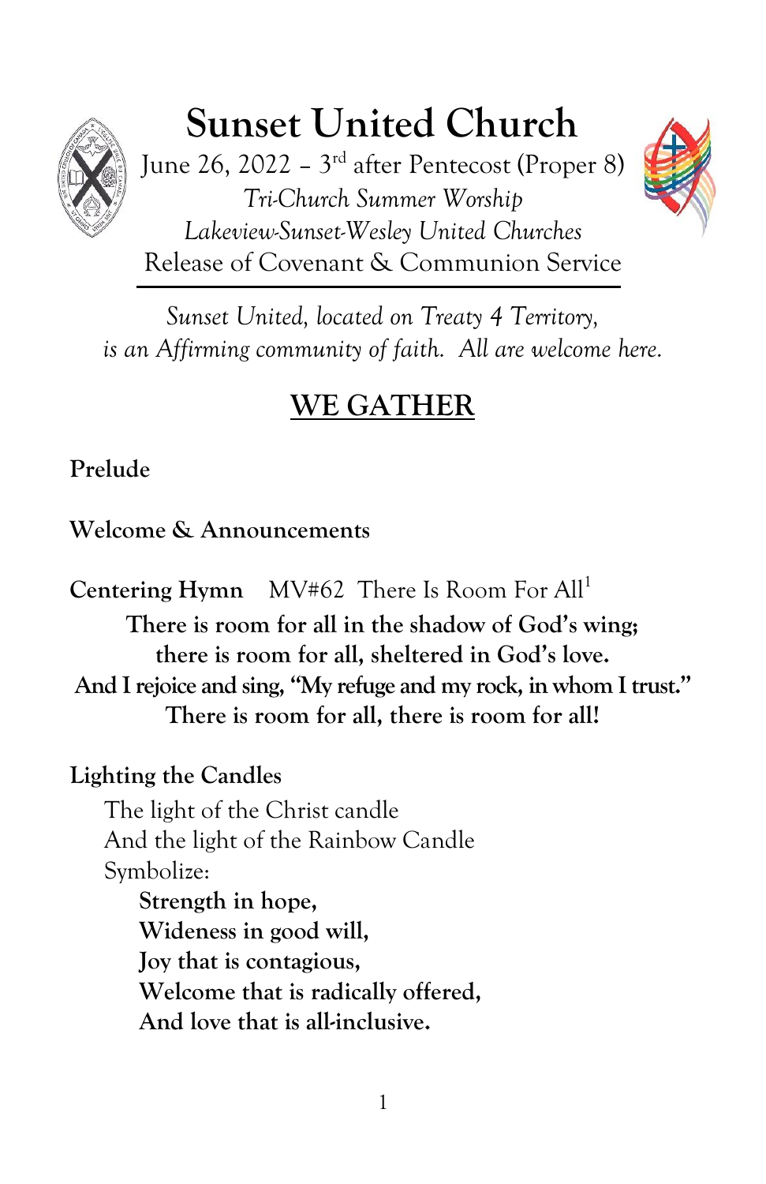# Sunset United Church

June 26, 2022 – 3rd after Pentecost (Proper 8)

*Tri-Church Summer Worship*

*Lakeview-Sunset-Wesley United Churches*

Release of Covenant & Communion Service

---

*Sunset United, located on Treaty 4 Territory, is an Affirming community of faith. All are welcome here.*

## WE GATHER

**Prelude**

**Welcome & Announcements**

**Centering Hymn** MV#62 There Is Room For All[1]

**There is room for all in the shadow of God's wing;**
**there is room for all, sheltered in God's love.**
**And I rejoice and sing, "My refuge and my rock, in whom I trust."**
**There is room for all, there is room for all!**

**Lighting the Candles**

The light of the Christ candle
And the light of the Rainbow Candle
Symbolize:

**Strength in hope,**
**Wideness in good will,**
**Joy that is contagious,**
**Welcome that is radically offered,**
**And love that is all-inclusive.**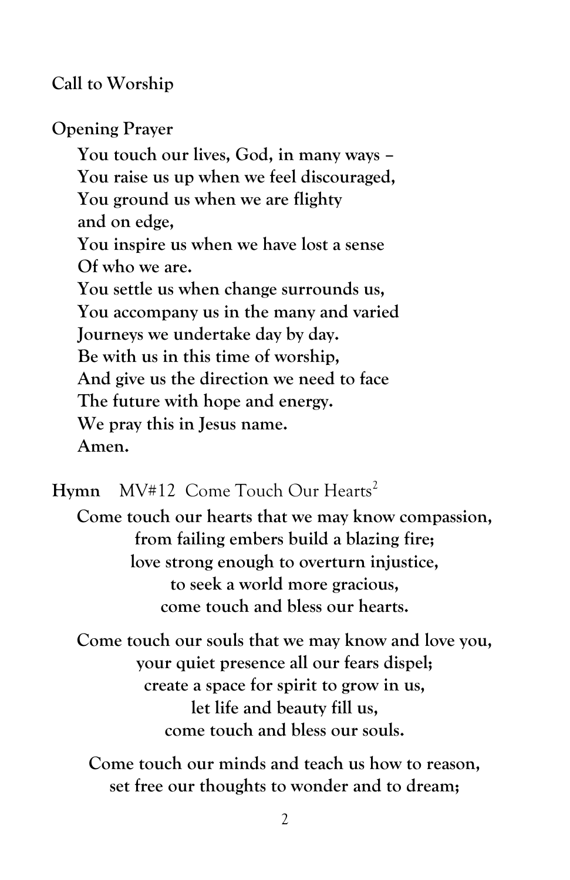**Call to Worship**

**Opening Prayer**

**You touch our lives, God, in many ways –**
**You raise us up when we feel discouraged,**
**You ground us when we are flighty**
**and on edge,**
**You inspire us when we have lost a sense**
**Of who we are.**
**You settle us when change surrounds us,**
**You accompany us in the many and varied**
**Journeys we undertake day by day.**
**Be with us in this time of worship,**
**And give us the direction we need to face**
**The future with hope and energy.**
**We pray this in Jesus name.**
**Amen.**

**Hymn** MV#12 Come Touch Our Hearts[2]

**Come touch our hearts that we may know compassion,**
**from failing embers build a blazing fire;**
**love strong enough to overturn injustice,**
**to seek a world more gracious,**
**come touch and bless our hearts.**

**Come touch our souls that we may know and love you,**
**your quiet presence all our fears dispel;**
**create a space for spirit to grow in us,**
**let life and beauty fill us,**
**come touch and bless our souls.**

**Come touch our minds and teach us how to reason,**
**set free our thoughts to wonder and to dream;**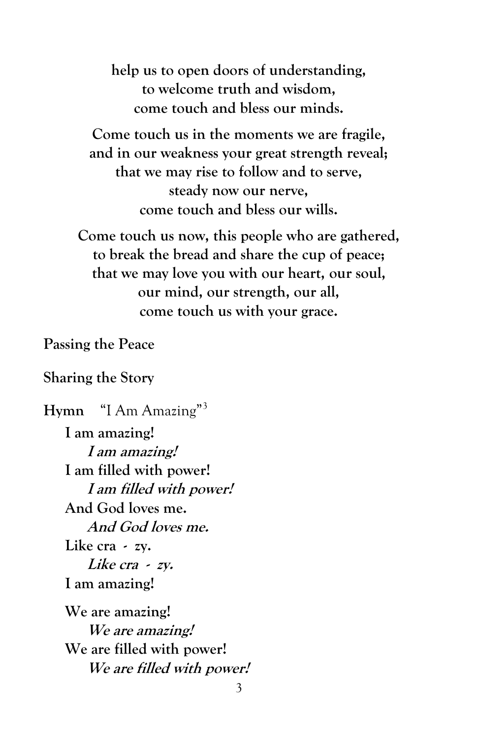**help us to open doors of understanding,**
**to welcome truth and wisdom,**
**come touch and bless our minds.**

**Come touch us in the moments we are fragile,**
**and in our weakness your great strength reveal;**
**that we may rise to follow and to serve,**
**steady now our nerve,**
**come touch and bless our wills.**

**Come touch us now, this people who are gathered,**
**to break the bread and share the cup of peace;**
**that we may love you with our heart, our soul,**
**our mind, our strength, our all,**
**come touch us with your grace.**

**Passing the Peace**

**Sharing the Story**

**Hymn** "I Am Amazing"[3]

**I am amazing!**
***I am amazing!***
**I am filled with power!**
***I am filled with power!***
**And God loves me.**
***And God loves me.***
**Like cra - zy.**
***Like cra - zy.***
**I am amazing!**

**We are amazing!**
***We are amazing!***
**We are filled with power!**
***We are filled with power!***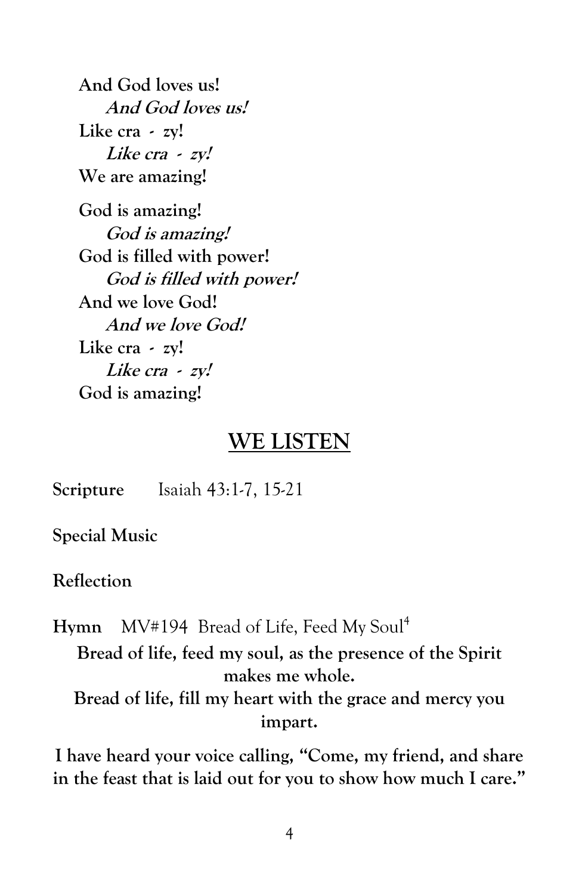**And God loves us!**
***And God loves us!***
**Like cra - zy!**
***Like cra - zy!***
**We are amazing!**

**God is amazing!**
***God is amazing!***
**God is filled with power!**
***God is filled with power!***
**And we love God!**
***And we love God!***
**Like cra - zy!**
***Like cra - zy!***
**God is amazing!**

## WE LISTEN

**Scripture** Isaiah 43:1-7, 15-21

**Special Music**

**Reflection**

**Hymn** MV#194 Bread of Life, Feed My Soul[4]

**Bread of life, feed my soul, as the presence of the Spirit makes me whole.**
**Bread of life, fill my heart with the grace and mercy you impart.**

**I have heard your voice calling, "Come, my friend, and share in the feast that is laid out for you to show how much I care."**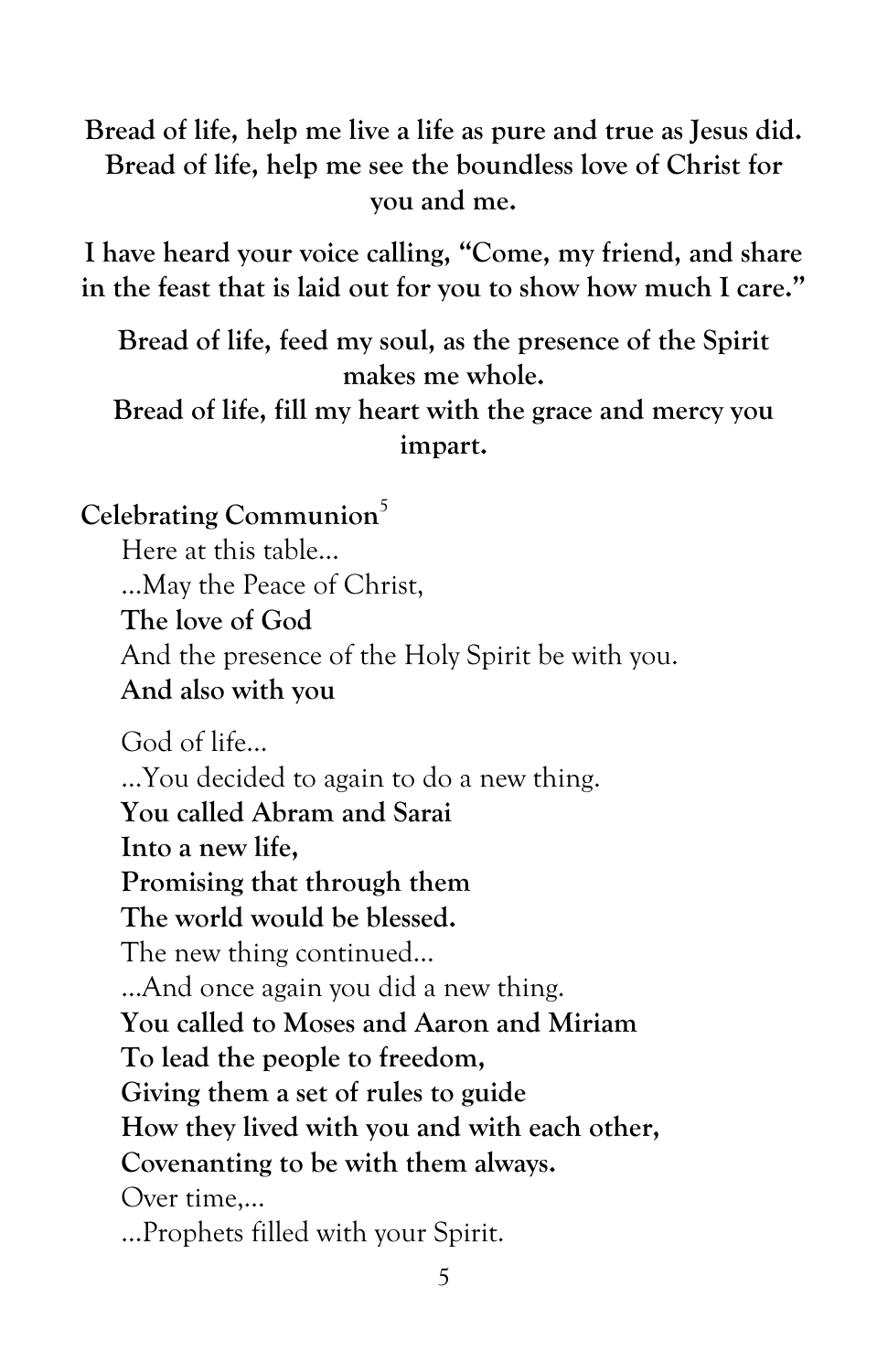**Bread of life, help me live a life as pure and true as Jesus did.**
**Bread of life, help me see the boundless love of Christ for you and me.**

**I have heard your voice calling, "Come, my friend, and share in the feast that is laid out for you to show how much I care."**

**Bread of life, feed my soul, as the presence of the Spirit makes me whole.**
**Bread of life, fill my heart with the grace and mercy you impart.**

**Celebrating Communion**[5]

Here at this table…
…May the Peace of Christ,
**The love of God**
And the presence of the Holy Spirit be with you.
**And also with you**

God of life…
…You decided to again to do a new thing.
**You called Abram and Sarai**
**Into a new life,**
**Promising that through them**
**The world would be blessed.**
The new thing continued…
…And once again you did a new thing.
**You called to Moses and Aaron and Miriam**
**To lead the people to freedom,**
**Giving them a set of rules to guide**
**How they lived with you and with each other,**
**Covenanting to be with them always.**
Over time,…
…Prophets filled with your Spirit.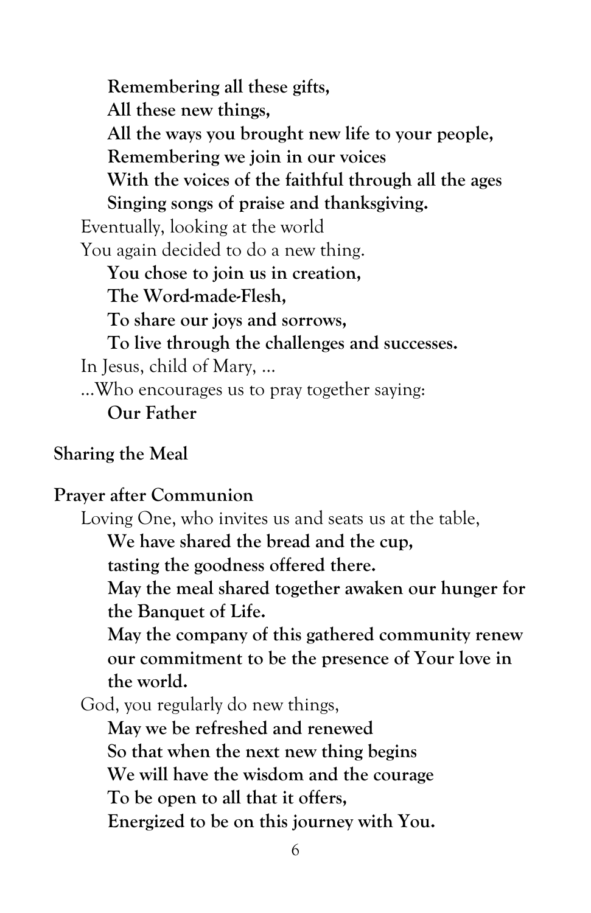**Remembering all these gifts,**
**All these new things,**
**All the ways you brought new life to your people,**
**Remembering we join in our voices**
**With the voices of the faithful through all the ages**
**Singing songs of praise and thanksgiving.**

Eventually, looking at the world
You again decided to do a new thing.

**You chose to join us in creation,**
**The Word-made-Flesh,**
**To share our joys and sorrows,**
**To live through the challenges and successes.**

In Jesus, child of Mary, ...
...Who encourages us to pray together saying:

**Our Father**

**Sharing the Meal**

**Prayer after Communion**

Loving One, who invites us and seats us at the table,

**We have shared the bread and the cup,**
**tasting the goodness offered there.**
**May the meal shared together awaken our hunger for the Banquet of Life.**
**May the company of this gathered community renew our commitment to be the presence of Your love in the world.**

God, you regularly do new things,

**May we be refreshed and renewed**
**So that when the next new thing begins**
**We will have the wisdom and the courage**
**To be open to all that it offers,**
**Energized to be on this journey with You.**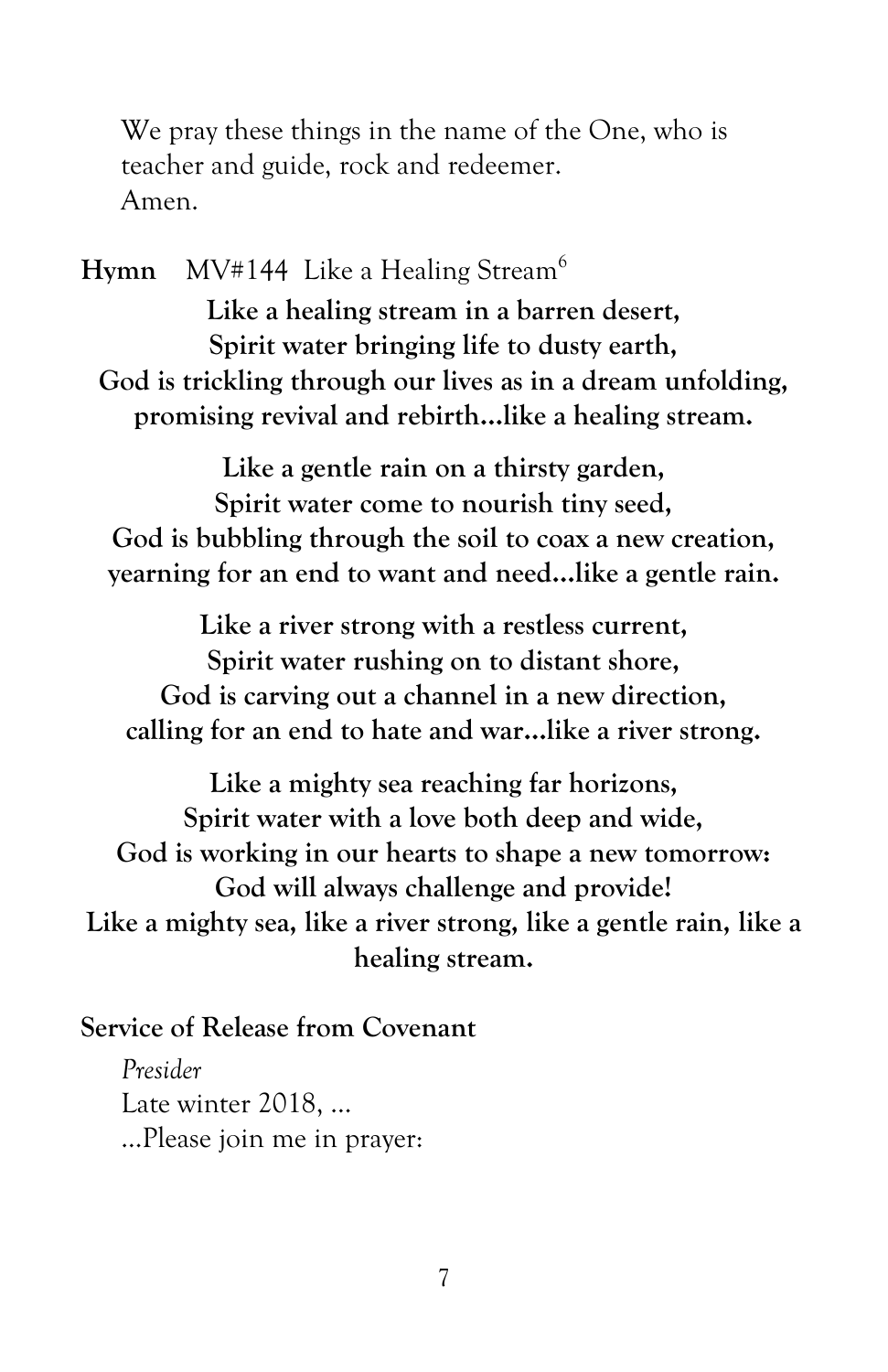We pray these things in the name of the One, who is teacher and guide, rock and redeemer.
Amen.

**Hymn** MV#144 Like a Healing Stream[6]

**Like a healing stream in a barren desert,**
**Spirit water bringing life to dusty earth,**
**God is trickling through our lives as in a dream unfolding,**
**promising revival and rebirth…like a healing stream.**

**Like a gentle rain on a thirsty garden,**
**Spirit water come to nourish tiny seed,**
**God is bubbling through the soil to coax a new creation,**
**yearning for an end to want and need…like a gentle rain.**

**Like a river strong with a restless current,**
**Spirit water rushing on to distant shore,**
**God is carving out a channel in a new direction,**
**calling for an end to hate and war…like a river strong.**

**Like a mighty sea reaching far horizons,**
**Spirit water with a love both deep and wide,**
**God is working in our hearts to shape a new tomorrow:**
**God will always challenge and provide!**
**Like a mighty sea, like a river strong, like a gentle rain, like a healing stream.**

**Service of Release from Covenant**

*Presider*
Late winter 2018, …
…Please join me in prayer: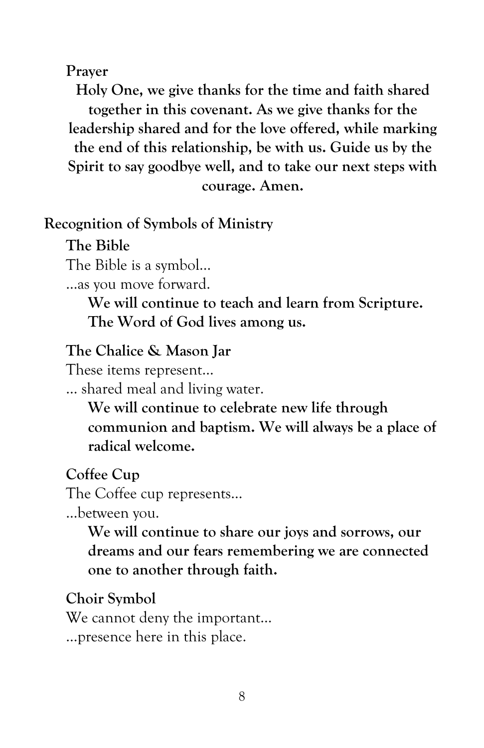**Prayer**

**Holy One, we give thanks for the time and faith shared together in this covenant. As we give thanks for the leadership shared and for the love offered, while marking the end of this relationship, be with us. Guide us by the Spirit to say goodbye well, and to take our next steps with courage. Amen.**

**Recognition of Symbols of Ministry**

**The Bible**

The Bible is a symbol…
…as you move forward.

**We will continue to teach and learn from Scripture. The Word of God lives among us.**

**The Chalice & Mason Jar**

These items represent…
… shared meal and living water.

**We will continue to celebrate new life through communion and baptism. We will always be a place of radical welcome.**

**Coffee Cup**

The Coffee cup represents…
…between you.

**We will continue to share our joys and sorrows, our dreams and our fears remembering we are connected one to another through faith.**

**Choir Symbol**

We cannot deny the important…
…presence here in this place.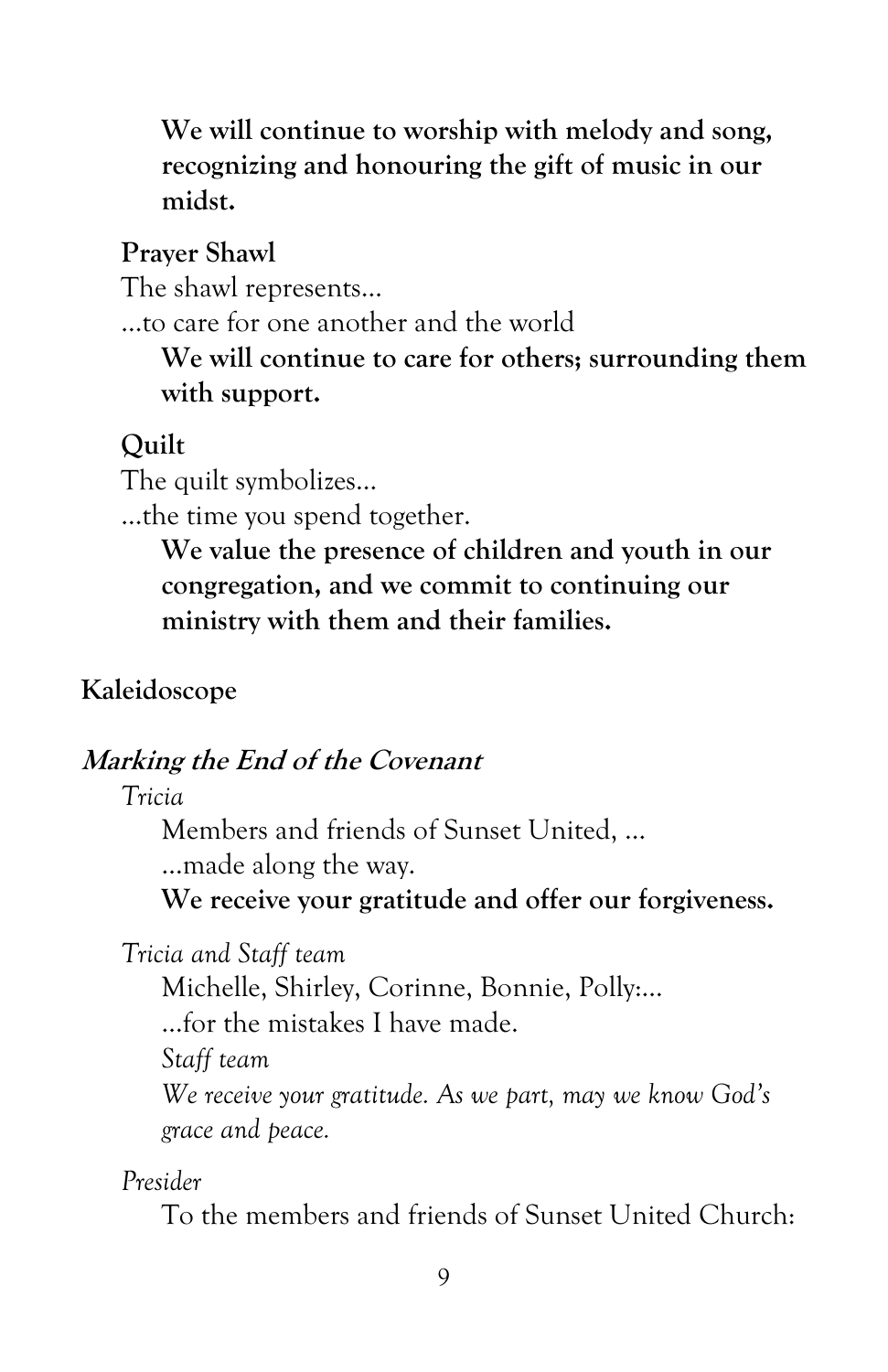**We will continue to worship with melody and song, recognizing and honouring the gift of music in our midst.**

**Prayer Shawl**

The shawl represents…

…to care for one another and the world

**We will continue to care for others; surrounding them with support.**

**Quilt**

The quilt symbolizes…

…the time you spend together.

**We value the presence of children and youth in our congregation, and we commit to continuing our ministry with them and their families.**

**Kaleidoscope**

***Marking the End of the Covenant***

*Tricia*

Members and friends of Sunset United, …

…made along the way.

**We receive your gratitude and offer our forgiveness.**

*Tricia and Staff team*

Michelle, Shirley, Corinne, Bonnie, Polly:…

…for the mistakes I have made.

*Staff team*

*We receive your gratitude. As we part, may we know God's grace and peace.*

*Presider*

To the members and friends of Sunset United Church: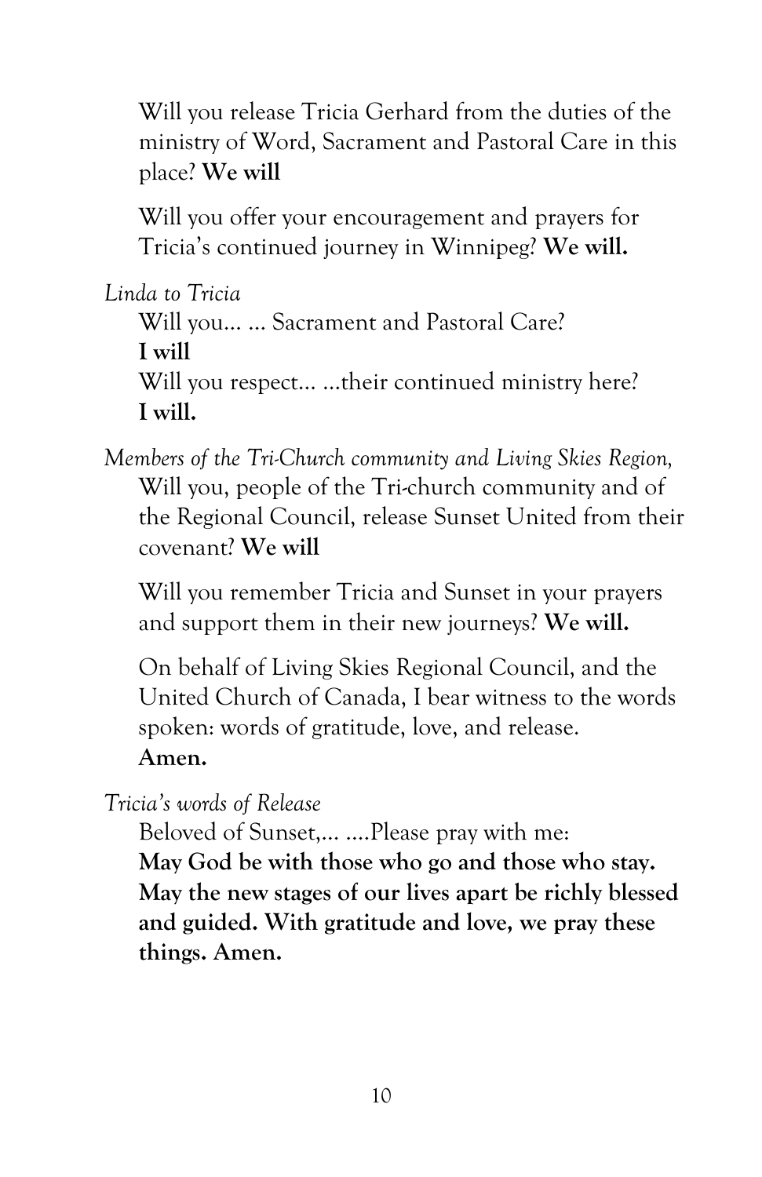Will you release Tricia Gerhard from the duties of the ministry of Word, Sacrament and Pastoral Care in this place? **We will**

Will you offer your encouragement and prayers for Tricia's continued journey in Winnipeg? **We will.**

*Linda to Tricia*

Will you… … Sacrament and Pastoral Care?
**I will**
Will you respect… …their continued ministry here?
**I will.**

*Members of the Tri-Church community and Living Skies Region,*
Will you, people of the Tri-church community and of the Regional Council, release Sunset United from their covenant? **We will**

Will you remember Tricia and Sunset in your prayers and support them in their new journeys? **We will.**

On behalf of Living Skies Regional Council, and the United Church of Canada, I bear witness to the words spoken: words of gratitude, love, and release.
**Amen.**

*Tricia's words of Release*

Beloved of Sunset,… ….Please pray with me:
**May God be with those who go and those who stay. May the new stages of our lives apart be richly blessed and guided. With gratitude and love, we pray these things. Amen.**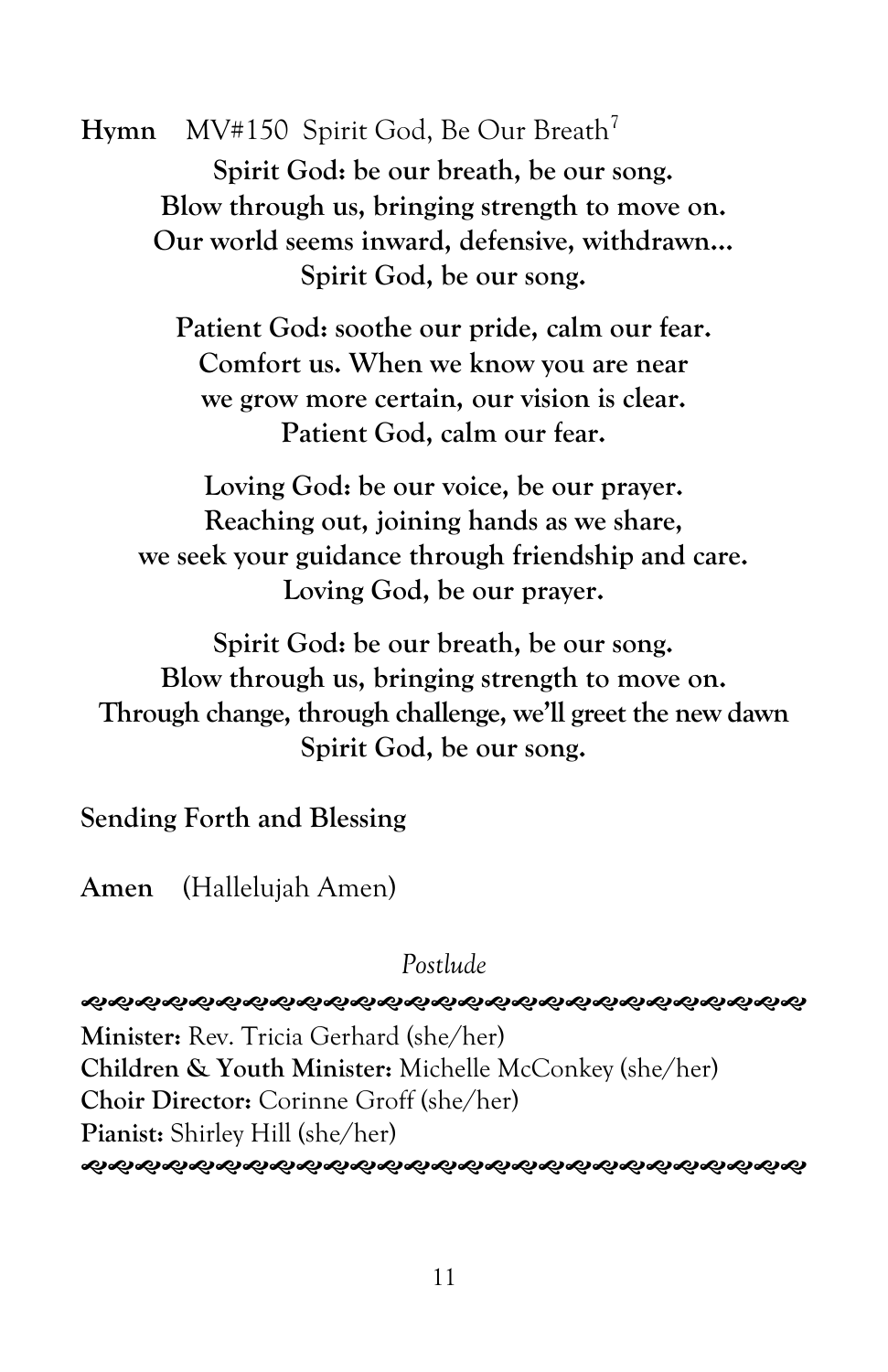**Hymn** MV#150 Spirit God, Be Our Breath[7]

**Spirit God: be our breath, be our song.**
**Blow through us, bringing strength to move on.**
**Our world seems inward, defensive, withdrawn…**
**Spirit God, be our song.**

**Patient God: soothe our pride, calm our fear.**
**Comfort us. When we know you are near**
**we grow more certain, our vision is clear.**
**Patient God, calm our fear.**

**Loving God: be our voice, be our prayer.**
**Reaching out, joining hands as we share,**
**we seek your guidance through friendship and care.**
**Loving God, be our prayer.**

**Spirit God: be our breath, be our song.**
**Blow through us, bringing strength to move on.**
**Through change, through challenge, we'll greet the new dawn**
**Spirit God, be our song.**

**Sending Forth and Blessing**

**Amen** (Hallelujah Amen)

*Postlude*

---

**Minister:** Rev. Tricia Gerhard (she/her)
**Children & Youth Minister:** Michelle McConkey (she/her)
**Choir Director:** Corinne Groff (she/her)
**Pianist:** Shirley Hill (she/her)

---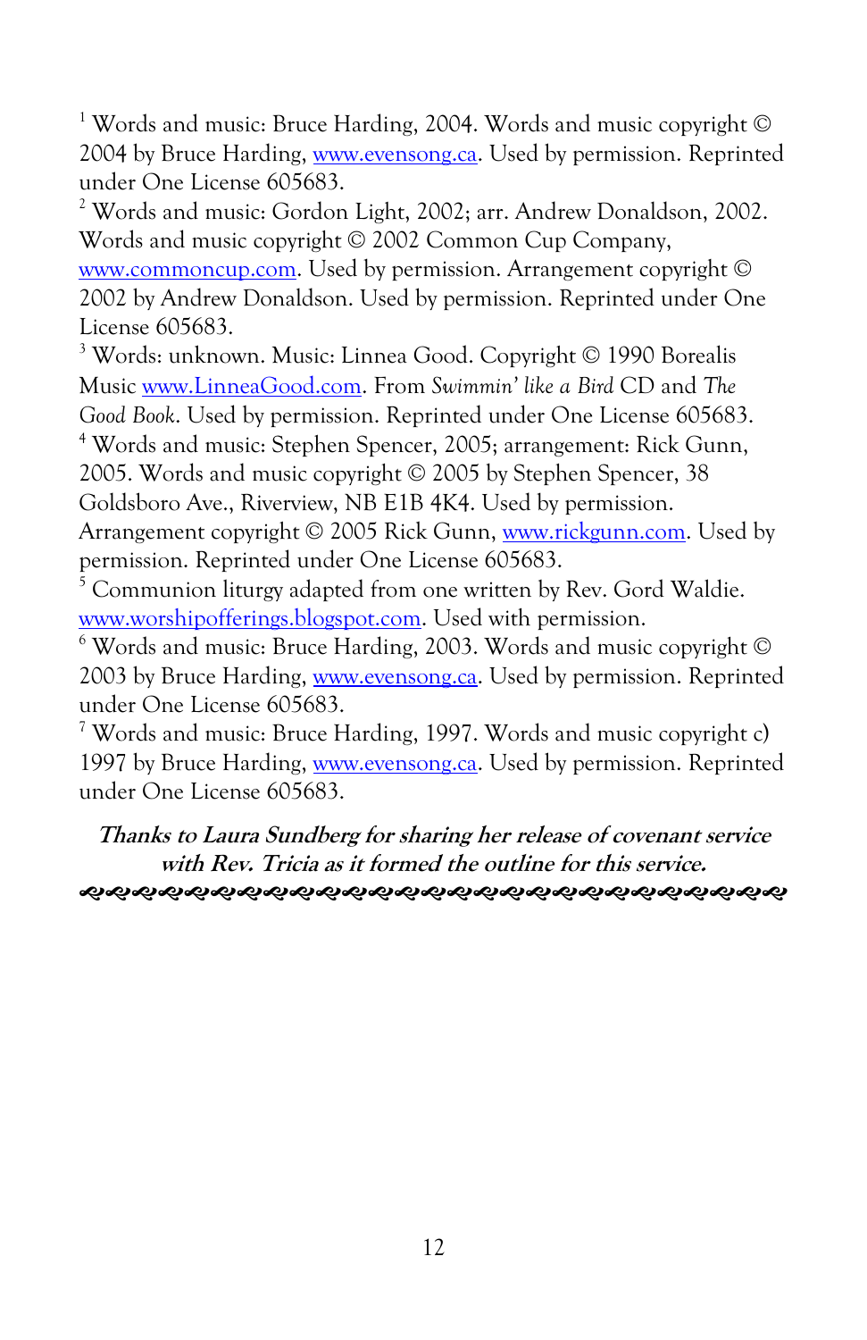[1] Words and music: Bruce Harding, 2004. Words and music copyright © 2004 by Bruce Harding, www.evensong.ca. Used by permission. Reprinted under One License 605683.

[2] Words and music: Gordon Light, 2002; arr. Andrew Donaldson, 2002. Words and music copyright © 2002 Common Cup Company, www.commoncup.com. Used by permission. Arrangement copyright © 2002 by Andrew Donaldson. Used by permission. Reprinted under One License 605683.

[3] Words: unknown. Music: Linnea Good. Copyright © 1990 Borealis Music www.LinneaGood.com. From *Swimmin' like a Bird* CD and *The Good Book*. Used by permission. Reprinted under One License 605683.

[4] Words and music: Stephen Spencer, 2005; arrangement: Rick Gunn, 2005. Words and music copyright © 2005 by Stephen Spencer, 38 Goldsboro Ave., Riverview, NB E1B 4K4. Used by permission. Arrangement copyright © 2005 Rick Gunn, www.rickgunn.com. Used by permission. Reprinted under One License 605683.

[5] Communion liturgy adapted from one written by Rev. Gord Waldie. www.worshipofferings.blogspot.com. Used with permission.

[6] Words and music: Bruce Harding, 2003. Words and music copyright © 2003 by Bruce Harding, www.evensong.ca. Used by permission. Reprinted under One License 605683.

[7] Words and music: Bruce Harding, 1997. Words and music copyright c) 1997 by Bruce Harding, www.evensong.ca. Used by permission. Reprinted under One License 605683.

***Thanks to Laura Sundberg for sharing her release of covenant service with Rev. Tricia as it formed the outline for this service.***